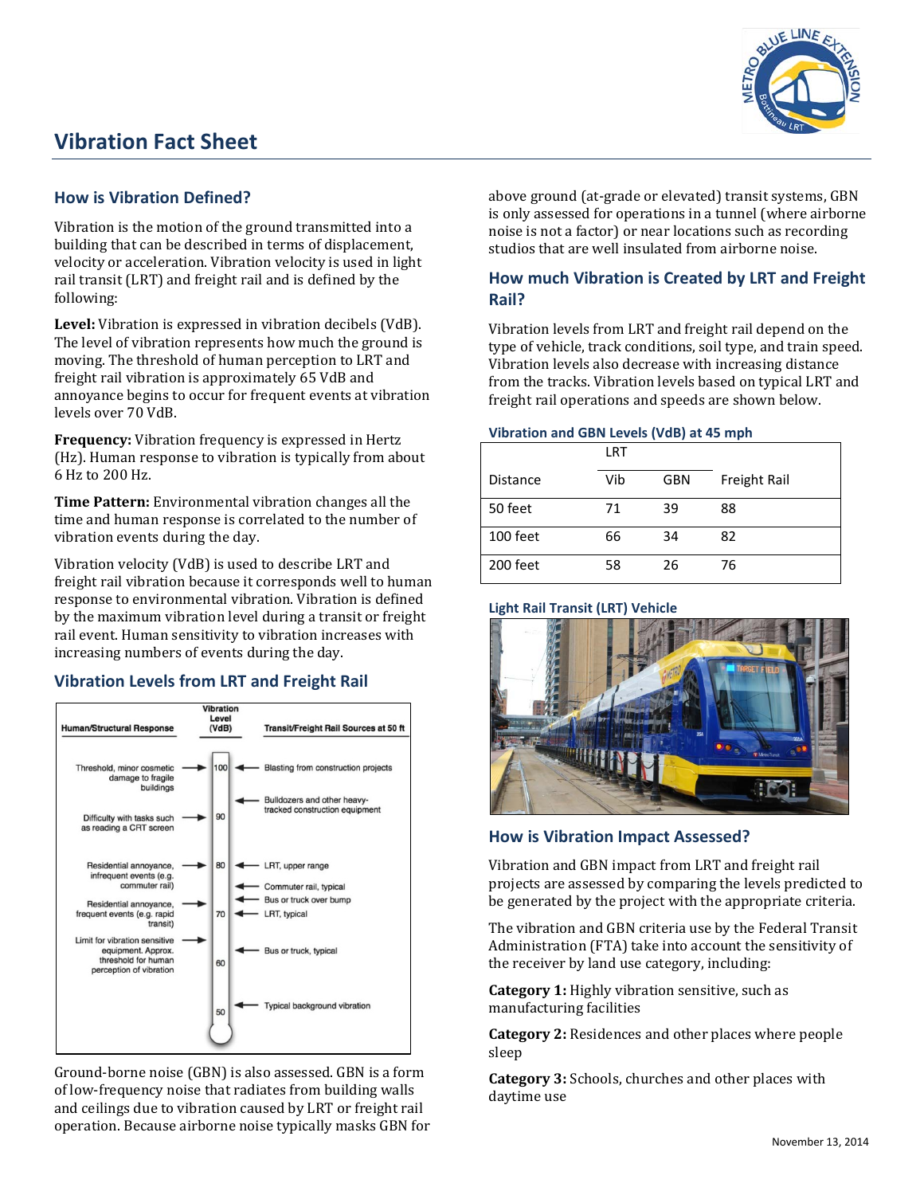# Vibration Fact Sheet

## How is Vibration Defined?

Vibration is the motion of the ground transmitted into a building that can be described in terms of displacement, velocity or acceleration. Vibration velocity is used in light rail transit (LRT) and freight rail and is defined by the following:

**Level:** Vibration is expressed in vibration decibels (VdB). The level of vibration represents how much the ground is moving. The threshold of human perception to LRT and freight rail vibration is approximately 65 VdB and annoyance begins to occur for frequent events at vibration levels over 70 VdB.

**Frequency:** Vibration frequency is expressed in Hertz (Hz). Human response to vibration is typically from about 6 Hz to 200 Hz.

**Time Pattern:** Environmental vibration changes all the time and human response is correlated to the number of vibration events during the day.

Vibration velocity (VdB) is used to describe LRT and freight rail vibration because it corresponds well to human response to environmental vibration. Vibration is defined by the maximum vibration level during a transit or freight rail event. Human sensitivity to vibration increases with increasing numbers of events during the day.

## Vibration Levels from LRT and Freight Rail

| Human/Structural Response | Vibration Level (VdB) | Transit/Freight Rail Sources at 50 ft |
|---|---|---|
| Threshold, minor cosmetic damage to fragile buildings | 100 | Blasting from construction projects |
| | | Bulldozers and other heavy-tracked construction equipment |
| Difficulty with tasks such as reading a CRT screen | 90 | |
| Residential annoyance, infrequent events (e.g. commuter rail) | 80 | LRT, upper range |
| | | Commuter rail, typical |
| Residential annoyance, frequent events (e.g. rapid transit) | | Bus or truck over bump |
| | 70 | LRT, typical |
| Limit for vibration sensitive equipment. Approx. threshold for human perception of vibration | | Bus or truck, typical |
| | 60 | |
| | 50 | Typical background vibration |

Ground-borne noise (GBN) is also assessed. GBN is a form of low-frequency noise that radiates from building walls and ceilings due to vibration caused by LRT or freight rail operation. Because airborne noise typically masks GBN for above ground (at-grade or elevated) transit systems, GBN is only assessed for operations in a tunnel (where airborne noise is not a factor) or near locations such as recording studios that are well insulated from airborne noise.

## How much Vibration is Created by LRT and Freight Rail?

Vibration levels from LRT and freight rail depend on the type of vehicle, track conditions, soil type, and train speed. Vibration levels also decrease with increasing distance from the tracks. Vibration levels based on typical LRT and freight rail operations and speeds are shown below.

**Vibration and GBN Levels (VdB) at 45 mph**

| Distance | LRT Vib | LRT GBN | Freight Rail |
|---|---|---|---|
| 50 feet | 71 | 39 | 88 |
| 100 feet | 66 | 34 | 82 |
| 200 feet | 58 | 26 | 76 |

**Light Rail Transit (LRT) Vehicle**

## How is Vibration Impact Assessed?

Vibration and GBN impact from LRT and freight rail projects are assessed by comparing the levels predicted to be generated by the project with the appropriate criteria.

The vibration and GBN criteria use by the Federal Transit Administration (FTA) take into account the sensitivity of the receiver by land use category, including:

**Category 1:** Highly vibration sensitive, such as manufacturing facilities

**Category 2:** Residences and other places where people sleep

**Category 3:** Schools, churches and other places with daytime use

November 13, 2014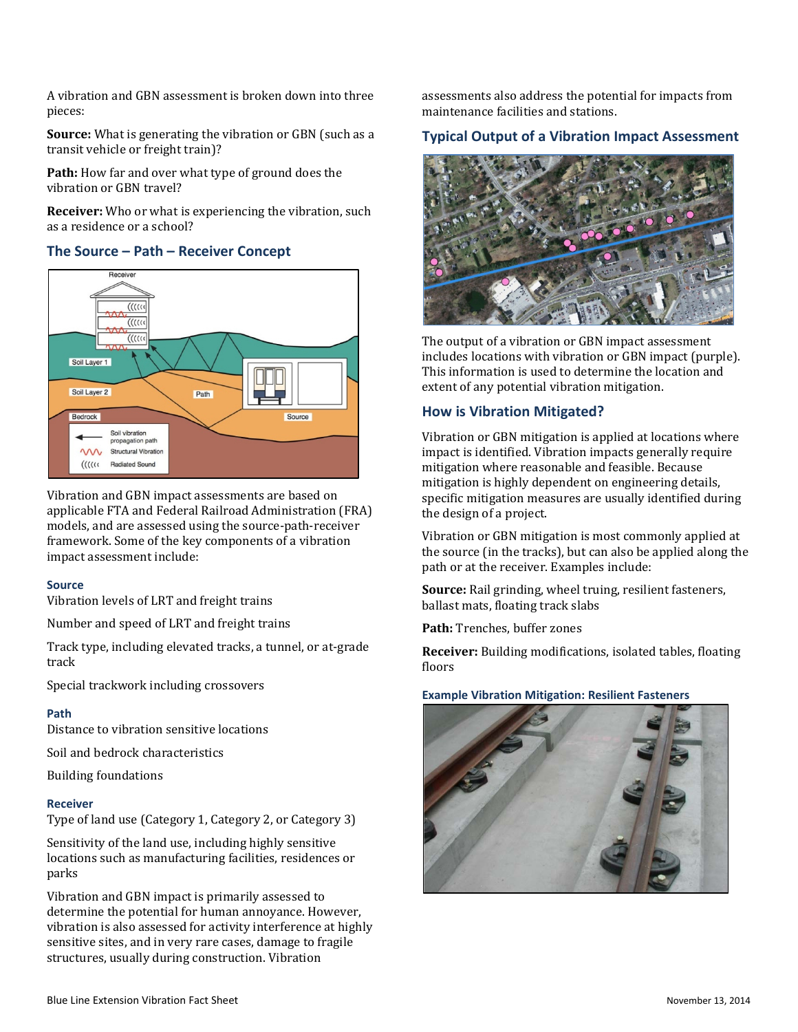A vibration and GBN assessment is broken down into three pieces:

**Source:** What is generating the vibration or GBN (such as a transit vehicle or freight train)?

**Path:** How far and over what type of ground does the vibration or GBN travel?

**Receiver:** Who or what is experiencing the vibration, such as a residence or a school?

## The Source – Path – Receiver Concept

Receiver

Soil Layer 1

Soil Layer 2

Path

Source

Bedrock

Soil vibration propagation path

Structural Vibration

Radiated Sound

Vibration and GBN impact assessments are based on applicable FTA and Federal Railroad Administration (FRA) models, and are assessed using the source-path-receiver framework. Some of the key components of a vibration impact assessment include:

### Source

Vibration levels of LRT and freight trains

Number and speed of LRT and freight trains

Track type, including elevated tracks, a tunnel, or at-grade track

Special trackwork including crossovers

### Path

Distance to vibration sensitive locations

Soil and bedrock characteristics

Building foundations

### Receiver

Type of land use (Category 1, Category 2, or Category 3)

Sensitivity of the land use, including highly sensitive locations such as manufacturing facilities, residences or parks

Vibration and GBN impact is primarily assessed to determine the potential for human annoyance. However, vibration is also assessed for activity interference at highly sensitive sites, and in very rare cases, damage to fragile structures, usually during construction. Vibration assessments also address the potential for impacts from maintenance facilities and stations.

## Typical Output of a Vibration Impact Assessment

The output of a vibration or GBN impact assessment includes locations with vibration or GBN impact (purple). This information is used to determine the location and extent of any potential vibration mitigation.

## How is Vibration Mitigated?

Vibration or GBN mitigation is applied at locations where impact is identified. Vibration impacts generally require mitigation where reasonable and feasible. Because mitigation is highly dependent on engineering details, specific mitigation measures are usually identified during the design of a project.

Vibration or GBN mitigation is most commonly applied at the source (in the tracks), but can also be applied along the path or at the receiver. Examples include:

**Source:** Rail grinding, wheel truing, resilient fasteners, ballast mats, floating track slabs

**Path:** Trenches, buffer zones

**Receiver:** Building modifications, isolated tables, floating floors

### Example Vibration Mitigation: Resilient Fasteners